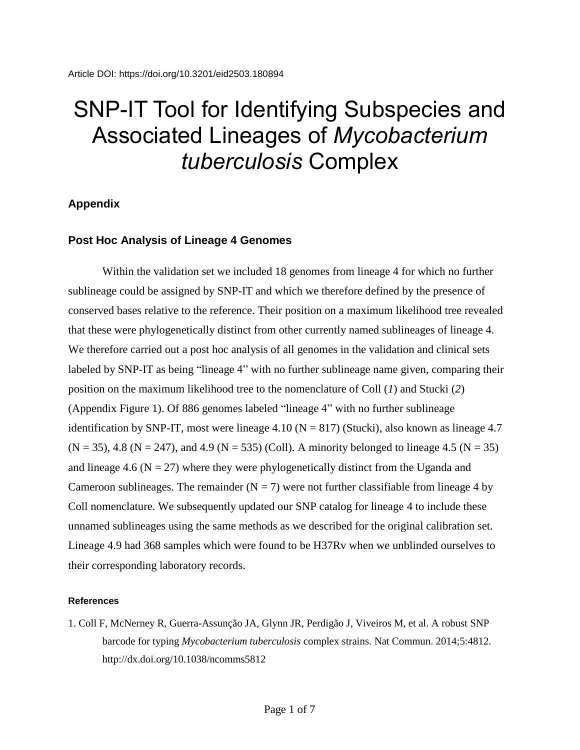Article DOI: https://doi.org/10.3201/eid2503.180894

# SNP-IT Tool for Identifying Subspecies and Associated Lineages of *Mycobacterium tuberculosis* Complex

## Appendix

## Post Hoc Analysis of Lineage 4 Genomes

Within the validation set we included 18 genomes from lineage 4 for which no further sublineage could be assigned by SNP-IT and which we therefore defined by the presence of conserved bases relative to the reference. Their position on a maximum likelihood tree revealed that these were phylogenetically distinct from other currently named sublineages of lineage 4. We therefore carried out a post hoc analysis of all genomes in the validation and clinical sets labeled by SNP-IT as being "lineage 4" with no further sublineage name given, comparing their position on the maximum likelihood tree to the nomenclature of Coll (*1*) and Stucki (*2*) (Appendix Figure 1). Of 886 genomes labeled "lineage 4" with no further sublineage identification by SNP-IT, most were lineage 4.10 (N = 817) (Stucki), also known as lineage 4.7 (N = 35), 4.8 (N = 247), and 4.9 (N = 535) (Coll). A minority belonged to lineage 4.5 (N = 35) and lineage 4.6 (N = 27) where they were phylogenetically distinct from the Uganda and Cameroon sublineages. The remainder (N = 7) were not further classifiable from lineage 4 by Coll nomenclature. We subsequently updated our SNP catalog for lineage 4 to include these unnamed sublineages using the same methods as we described for the original calibration set. Lineage 4.9 had 368 samples which were found to be H37Rv when we unblinded ourselves to their corresponding laboratory records.

#### References

1. Coll F, McNerney R, Guerra-Assunção JA, Glynn JR, Perdigão J, Viveiros M, et al. A robust SNP barcode for typing *Mycobacterium tuberculosis* complex strains. Nat Commun. 2014;5:4812. http://dx.doi.org/10.1038/ncomms5812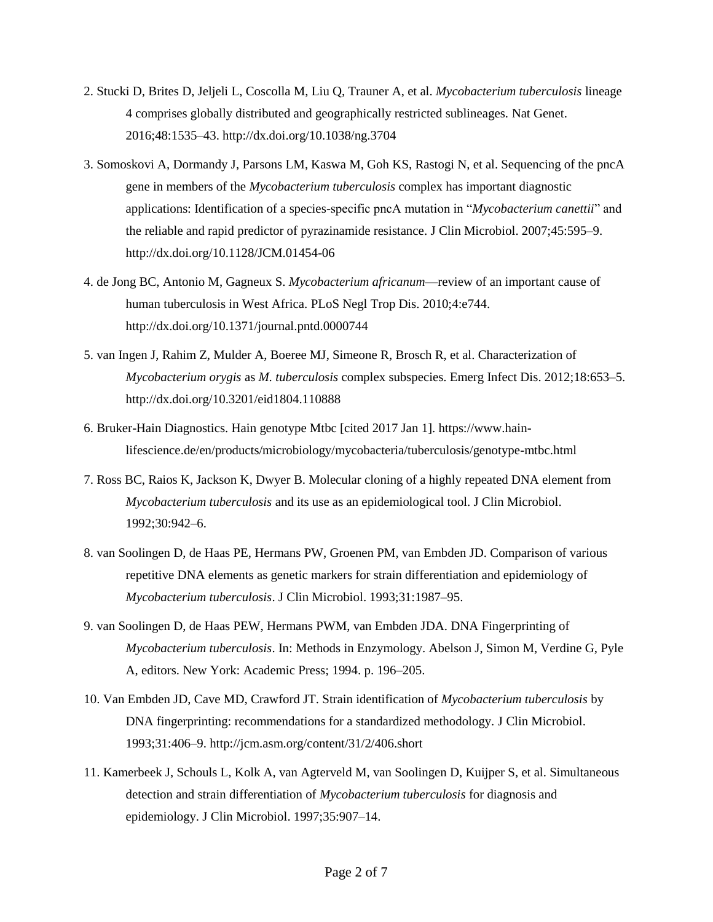2. Stucki D, Brites D, Jeljeli L, Coscolla M, Liu Q, Trauner A, et al. *Mycobacterium tuberculosis* lineage 4 comprises globally distributed and geographically restricted sublineages. Nat Genet. 2016;48:1535–43. http://dx.doi.org/10.1038/ng.3704

3. Somoskovi A, Dormandy J, Parsons LM, Kaswa M, Goh KS, Rastogi N, et al. Sequencing of the pncA gene in members of the *Mycobacterium tuberculosis* complex has important diagnostic applications: Identification of a species-specific pncA mutation in "*Mycobacterium canettii*" and the reliable and rapid predictor of pyrazinamide resistance. J Clin Microbiol. 2007;45:595–9. http://dx.doi.org/10.1128/JCM.01454-06

4. de Jong BC, Antonio M, Gagneux S. *Mycobacterium africanum*—review of an important cause of human tuberculosis in West Africa. PLoS Negl Trop Dis. 2010;4:e744. http://dx.doi.org/10.1371/journal.pntd.0000744

5. van Ingen J, Rahim Z, Mulder A, Boeree MJ, Simeone R, Brosch R, et al. Characterization of *Mycobacterium orygis* as *M. tuberculosis* complex subspecies. Emerg Infect Dis. 2012;18:653–5. http://dx.doi.org/10.3201/eid1804.110888

6. Bruker-Hain Diagnostics. Hain genotype Mtbc [cited 2017 Jan 1]. https://www.hain-lifescience.de/en/products/microbiology/mycobacteria/tuberculosis/genotype-mtbc.html

7. Ross BC, Raios K, Jackson K, Dwyer B. Molecular cloning of a highly repeated DNA element from *Mycobacterium tuberculosis* and its use as an epidemiological tool. J Clin Microbiol. 1992;30:942–6.

8. van Soolingen D, de Haas PE, Hermans PW, Groenen PM, van Embden JD. Comparison of various repetitive DNA elements as genetic markers for strain differentiation and epidemiology of *Mycobacterium tuberculosis*. J Clin Microbiol. 1993;31:1987–95.

9. van Soolingen D, de Haas PEW, Hermans PWM, van Embden JDA. DNA Fingerprinting of *Mycobacterium tuberculosis*. In: Methods in Enzymology. Abelson J, Simon M, Verdine G, Pyle A, editors. New York: Academic Press; 1994. p. 196–205.

10. Van Embden JD, Cave MD, Crawford JT. Strain identification of *Mycobacterium tuberculosis* by DNA fingerprinting: recommendations for a standardized methodology. J Clin Microbiol. 1993;31:406–9. http://jcm.asm.org/content/31/2/406.short

11. Kamerbeek J, Schouls L, Kolk A, van Agterveld M, van Soolingen D, Kuijper S, et al. Simultaneous detection and strain differentiation of *Mycobacterium tuberculosis* for diagnosis and epidemiology. J Clin Microbiol. 1997;35:907–14.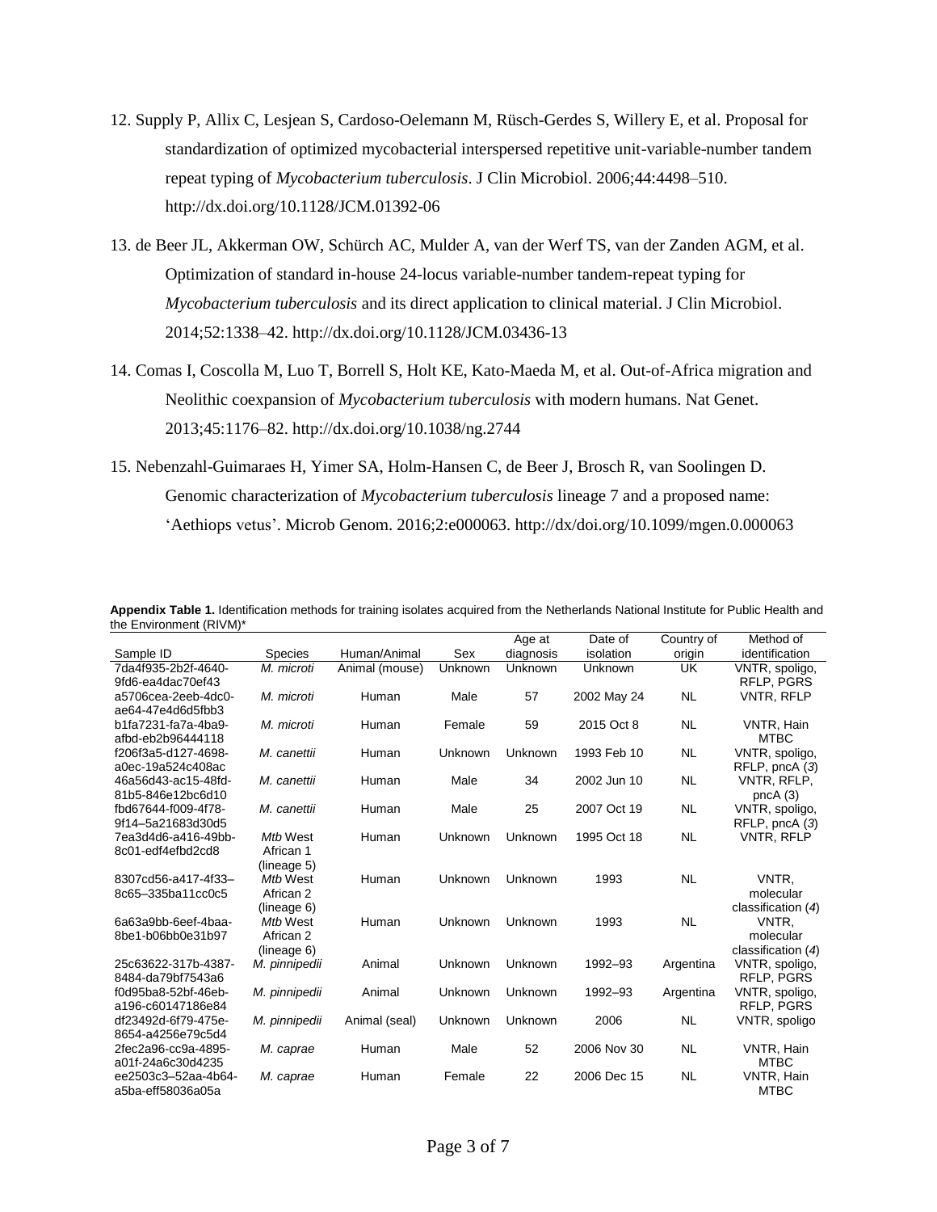12. Supply P, Allix C, Lesjean S, Cardoso-Oelemann M, Rüsch-Gerdes S, Willery E, et al. Proposal for standardization of optimized mycobacterial interspersed repetitive unit-variable-number tandem repeat typing of *Mycobacterium tuberculosis*. J Clin Microbiol. 2006;44:4498–510. http://dx.doi.org/10.1128/JCM.01392-06

13. de Beer JL, Akkerman OW, Schürch AC, Mulder A, van der Werf TS, van der Zanden AGM, et al. Optimization of standard in-house 24-locus variable-number tandem-repeat typing for *Mycobacterium tuberculosis* and its direct application to clinical material. J Clin Microbiol. 2014;52:1338–42. http://dx.doi.org/10.1128/JCM.03436-13

14. Comas I, Coscolla M, Luo T, Borrell S, Holt KE, Kato-Maeda M, et al. Out-of-Africa migration and Neolithic coexpansion of *Mycobacterium tuberculosis* with modern humans. Nat Genet. 2013;45:1176–82. http://dx.doi.org/10.1038/ng.2744

15. Nebenzahl-Guimaraes H, Yimer SA, Holm-Hansen C, de Beer J, Brosch R, van Soolingen D. Genomic characterization of *Mycobacterium tuberculosis* lineage 7 and a proposed name: 'Aethiops vetus'. Microb Genom. 2016;2:e000063. http://dx/doi.org/10.1099/mgen.0.000063

**Appendix Table 1.** Identification methods for training isolates acquired from the Netherlands National Institute for Public Health and the Environment (RIVM)*

| Sample ID | Species | Human/Animal | Sex | Age at diagnosis | Date of isolation | Country of origin | Method of identification |
|---|---|---|---|---|---|---|---|
| 7da4f935-2b2f-4640-9fd6-ea4dac70ef43 | *M. microti* | Animal (mouse) | Unknown | Unknown | Unknown | UK | VNTR, spoligo, RFLP, PGRS |
| a5706cea-2eeb-4dc0-ae64-47e4d6d5fbb3 | *M. microti* | Human | Male | 57 | 2002 May 24 | NL | VNTR, RFLP |
| b1fa7231-fa7a-4ba9-afbd-eb2b96444118 | *M. microti* | Human | Female | 59 | 2015 Oct 8 | NL | VNTR, Hain MTBC |
| f206f3a5-d127-4698-a0ec-19a524c408ac | *M. canettii* | Human | Unknown | Unknown | 1993 Feb 10 | NL | VNTR, spoligo, RFLP, pncA (*3*) |
| 46a56d43-ac15-48fd-81b5-846e12bc6d10 | *M. canettii* | Human | Male | 34 | 2002 Jun 10 | NL | VNTR, RFLP, pncA (3) |
| fbd67644-f009-4f78-9f14–5a21683d30d5 | *M. canettii* | Human | Male | 25 | 2007 Oct 19 | NL | VNTR, spoligo, RFLP, pncA (*3*) |
| 7ea3d4d6-a416-49bb-8c01-edf4efbd2cd8 | *Mtb* West African 1 (lineage 5) | Human | Unknown | Unknown | 1995 Oct 18 | NL | VNTR, RFLP |
| 8307cd56-a417-4f33–8c65–335ba11cc0c5 | *Mtb* West African 2 (lineage 6) | Human | Unknown | Unknown | 1993 | NL | VNTR, molecular classification (*4*) |
| 6a63a9bb-6eef-4baa-8be1-b06bb0e31b97 | *Mtb* West African 2 (lineage 6) | Human | Unknown | Unknown | 1993 | NL | VNTR, molecular classification (*4*) |
| 25c63622-317b-4387-8484-da79bf7543a6 | *M. pinnipedii* | Animal | Unknown | Unknown | 1992–93 | Argentina | VNTR, spoligo, RFLP, PGRS |
| f0d95ba8-52bf-46eb-a196-c60147186e84 | *M. pinnipedii* | Animal | Unknown | Unknown | 1992–93 | Argentina | VNTR, spoligo, RFLP, PGRS |
| df23492d-6f79-475e-8654-a4256e79c5d4 | *M. pinnipedii* | Animal (seal) | Unknown | Unknown | 2006 | NL | VNTR, spoligo |
| 2fec2a96-cc9a-4895-a01f-24a6c30d4235 | *M. caprae* | Human | Male | 52 | 2006 Nov 30 | NL | VNTR, Hain MTBC |
| ee2503c3–52aa-4b64-a5ba-eff58036a05a | *M. caprae* | Human | Female | 22 | 2006 Dec 15 | NL | VNTR, Hain MTBC |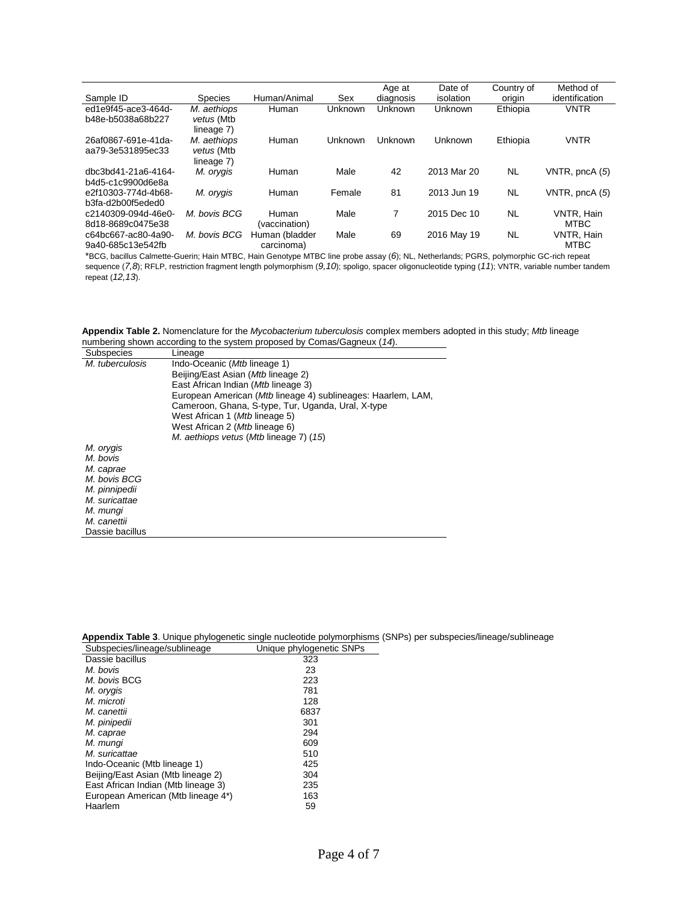| Sample ID | Species | Human/Animal | Sex | Age at diagnosis | Date of isolation | Country of origin | Method of identification |
|---|---|---|---|---|---|---|---|
| ed1e9f45-ace3-464d-b48e-b5038a68b227 | *M. aethiops vetus* (Mtb lineage 7) | Human | Unknown | Unknown | Unknown | Ethiopia | VNTR |
| 26af0867-691e-41da-aa79-3e531895ec33 | *M. aethiops vetus* (Mtb lineage 7) | Human | Unknown | Unknown | Unknown | Ethiopia | VNTR |
| dbc3bd41-21a6-4164-b4d5-c1c9900d6e8a | *M. orygis* | Human | Male | 42 | 2013 Mar 20 | NL | VNTR, pncA (*5*) |
| e2f10303-774d-4b68-b3fa-d2b00f5eded0 | *M. orygis* | Human | Female | 81 | 2013 Jun 19 | NL | VNTR, pncA (*5*) |
| c2140309-094d-46e0-8d18-8689c0475e38 | *M. bovis BCG* | Human (vaccination) | Male | 7 | 2015 Dec 10 | NL | VNTR, Hain MTBC |
| c64bc667-ac80-4a90-9a40-685c13e542fb | *M. bovis BCG* | Human (bladder carcinoma) | Male | 69 | 2016 May 19 | NL | VNTR, Hain MTBC |

*BCG, bacillus Calmette-Guerin; Hain MTBC, Hain Genotype MTBC line probe assay (*6*); NL, Netherlands; PGRS, polymorphic GC-rich repeat sequence (*7,8*); RFLP, restriction fragment length polymorphism (*9,10*); spoligo, spacer oligonucleotide typing (*11*); VNTR, variable number tandem repeat (*12,13*).

**Appendix Table 2.** Nomenclature for the *Mycobacterium tuberculosis* complex members adopted in this study; *Mtb* lineage numbering shown according to the system proposed by Comas/Gagneux (*14*).

| Subspecies | Lineage |
|---|---|
| *M. tuberculosis* | Indo-Oceanic (*Mtb* lineage 1) |
| | Beijing/East Asian (*Mtb* lineage 2) |
| | East African Indian (*Mtb* lineage 3) |
| | European American (*Mtb* lineage 4) sublineages: Haarlem, LAM, Cameroon, Ghana, S-type, Tur, Uganda, Ural, X-type |
| | West African 1 (*Mtb* lineage 5) |
| | West African 2 (*Mtb* lineage 6) |
| | *M. aethiops vetus* (*Mtb* lineage 7) (*15*) |
| *M. orygis* | |
| *M. bovis* | |
| *M. caprae* | |
| *M. bovis BCG* | |
| *M. pinnipedii* | |
| *M. suricattae* | |
| *M. mungi* | |
| *M. canettii* | |
| Dassie bacillus | |

**Appendix Table 3**. Unique phylogenetic single nucleotide polymorphisms (SNPs) per subspecies/lineage/sublineage

| Subspecies/lineage/sublineage | Unique phylogenetic SNPs |
|---|---|
| Dassie bacillus | 323 |
| *M. bovis* | 23 |
| *M. bovis* BCG | 223 |
| *M. orygis* | 781 |
| *M. microti* | 128 |
| *M. canettii* | 6837 |
| *M. pinipedii* | 301 |
| *M. caprae* | 294 |
| *M. mungi* | 609 |
| *M. suricattae* | 510 |
| Indo-Oceanic (Mtb lineage 1) | 425 |
| Beijing/East Asian (Mtb lineage 2) | 304 |
| East African Indian (Mtb lineage 3) | 235 |
| European American (Mtb lineage 4*) | 163 |
| Haarlem | 59 |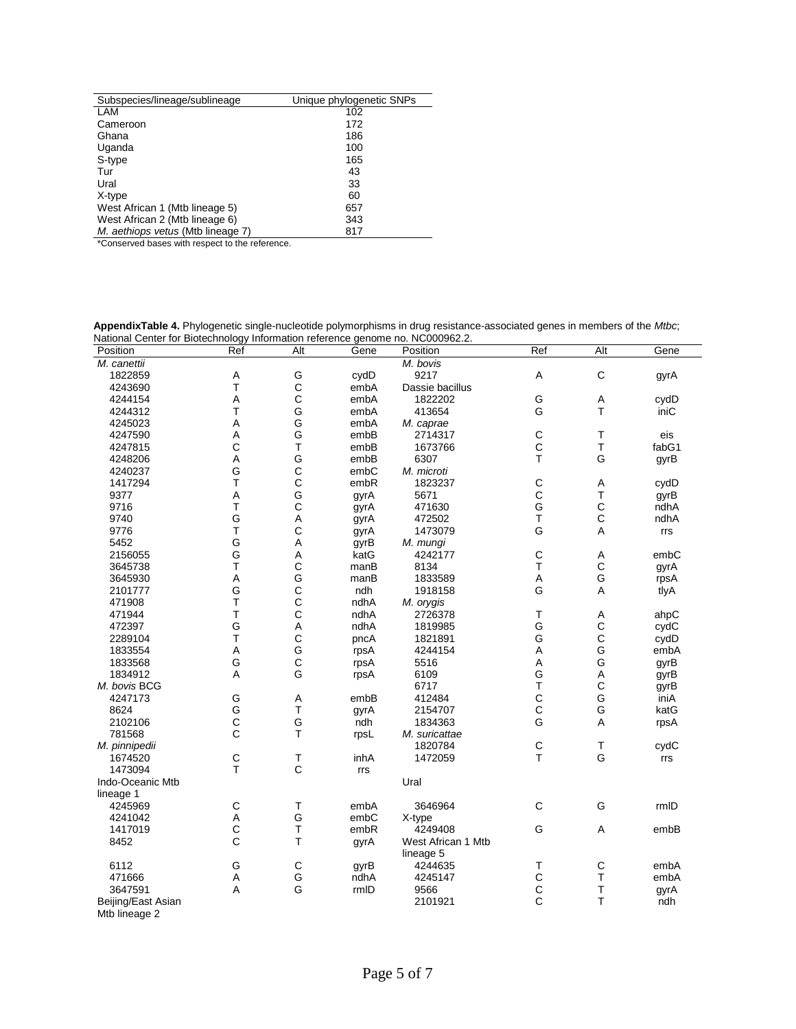| Subspecies/lineage/sublineage | Unique phylogenetic SNPs |
|---|---|
| LAM | 102 |
| Cameroon | 172 |
| Ghana | 186 |
| Uganda | 100 |
| S-type | 165 |
| Tur | 43 |
| Ural | 33 |
| X-type | 60 |
| West African 1 (Mtb lineage 5) | 657 |
| West African 2 (Mtb lineage 6) | 343 |
| *M. aethiops vetus* (Mtb lineage 7) | 817 |

*Conserved bases with respect to the reference.

**AppendixTable 4.** Phylogenetic single-nucleotide polymorphisms in drug resistance-associated genes in members of the *Mtbc*; National Center for Biotechnology Information reference genome no. NC000962.2.

| Position | Ref | Alt | Gene | Position | Ref | Alt | Gene |
|---|---|---|---|---|---|---|---|
| *M. canettii* | | | | *M. bovis* | | | |
| 1822859 | A | G | cydD | 9217 | A | C | gyrA |
| 4243690 | T | C | embA | Dassie bacillus | | | |
| 4244154 | A | C | embA | 1822202 | G | A | cydD |
| 4244312 | T | G | embA | 413654 | G | T | iniC |
| 4245023 | A | G | embA | *M. caprae* | | | |
| 4247590 | A | G | embB | 2714317 | C | T | eis |
| 4247815 | C | T | embB | 1673766 | C | T | fabG1 |
| 4248206 | A | G | embB | 6307 | T | G | gyrB |
| 4240237 | G | C | embC | *M. microti* | | | |
| 1417294 | T | C | embR | 1823237 | C | A | cydD |
| 9377 | A | G | gyrA | 5671 | C | T | gyrB |
| 9716 | T | C | gyrA | 471630 | G | C | ndhA |
| 9740 | G | A | gyrA | 472502 | T | C | ndhA |
| 9776 | T | C | gyrA | 1473079 | G | A | rrs |
| 5452 | G | A | gyrB | *M. mungi* | | | |
| 2156055 | G | A | katG | 4242177 | C | A | embC |
| 3645738 | T | C | manB | 8134 | T | C | gyrA |
| 3645930 | A | G | manB | 1833589 | A | G | rpsA |
| 2101777 | G | C | ndh | 1918158 | G | A | tlyA |
| 471908 | T | C | ndhA | *M. orygis* | | | |
| 471944 | T | C | ndhA | 2726378 | T | A | ahpC |
| 472397 | G | A | ndhA | 1819985 | G | C | cydC |
| 2289104 | T | C | pncA | 1821891 | G | C | cydD |
| 1833554 | A | G | rpsA | 4244154 | A | G | embA |
| 1833568 | G | C | rpsA | 5516 | A | G | gyrB |
| 1834912 | A | G | rpsA | 6109 | G | A | gyrB |
| *M. bovis* BCG | | | | 6717 | T | C | gyrB |
| 4247173 | G | A | embB | 412484 | C | G | iniA |
| 8624 | G | T | gyrA | 2154707 | C | G | katG |
| 2102106 | C | G | ndh | 1834363 | G | A | rpsA |
| 781568 | C | T | rpsL | *M. suricattae* | | | |
| *M. pinnipedii* | | | | 1820784 | C | T | cydC |
| 1674520 | C | T | inhA | 1472059 | T | G | rrs |
| 1473094 | T | C | rrs | | | | |
| Indo-Oceanic Mtb lineage 1 | | | | Ural | | | |
| 4245969 | C | T | embA | 3646964 | C | G | rmlD |
| 4241042 | A | G | embC | X-type | | | |
| 1417019 | C | T | embR | 4249408 | G | A | embB |
| 8452 | C | T | gyrA | West African 1 Mtb lineage 5 | | | |
| 6112 | G | C | gyrB | 4244635 | T | C | embA |
| 471666 | A | G | ndhA | 4245147 | C | T | embA |
| 3647591 | A | G | rmlD | 9566 | C | T | gyrA |
| Beijing/East Asian Mtb lineage 2 | | | | 2101921 | C | T | ndh |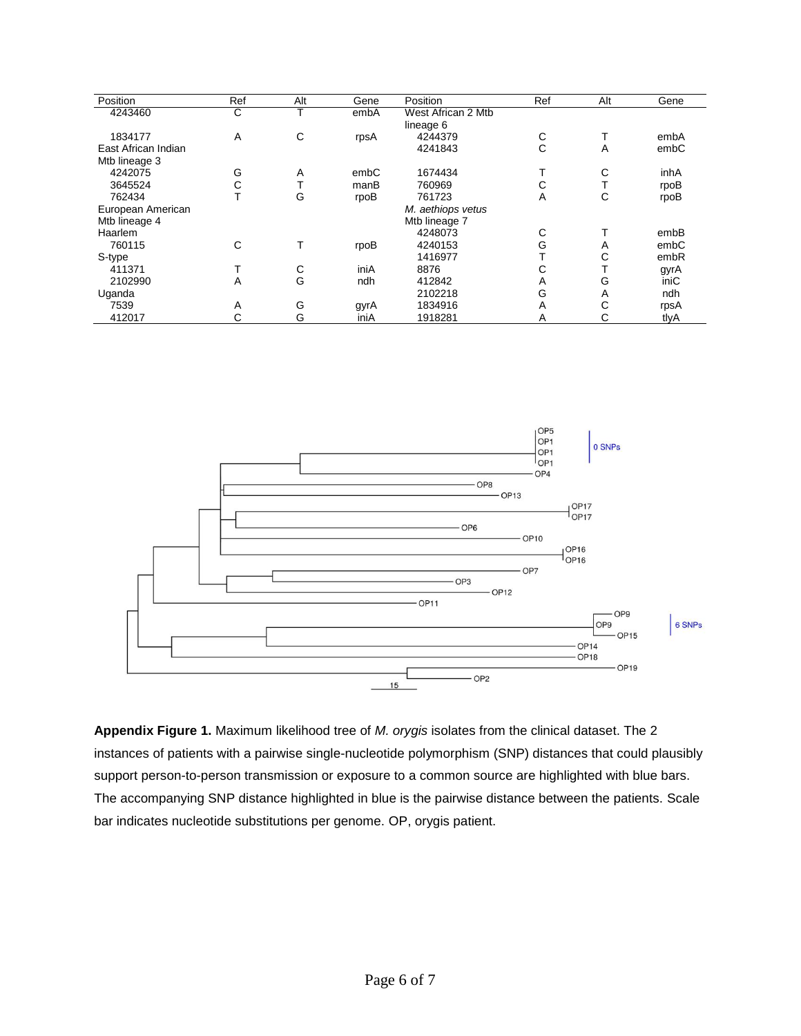| Position | Ref | Alt | Gene | Position | Ref | Alt | Gene |
|---|---|---|---|---|---|---|---|
| 4243460 | C | T | embA | West African 2 Mtb lineage 6 | | | |
| 1834177 | A | C | rpsA | 4244379 | C | T | embA |
| East African Indian Mtb lineage 3 | | | | 4241843 | C | A | embC |
| 4242075 | G | A | embC | 1674434 | T | C | inhA |
| 3645524 | C | T | manB | 760969 | C | T | rpoB |
| 762434 | T | G | rpoB | 761723 | A | C | rpoB |
| European American Mtb lineage 4 | | | | *M. aethiops vetus* Mtb lineage 7 | | | |
| Haarlem | | | | 4248073 | C | T | embB |
| 760115 | C | T | rpoB | 4240153 | G | A | embC |
| S-type | | | | 1416977 | T | C | embR |
| 411371 | T | C | iniA | 8876 | C | T | gyrA |
| 2102990 | A | G | ndh | 412842 | A | G | iniC |
| Uganda | | | | 2102218 | G | A | ndh |
| 7539 | A | G | gyrA | 1834916 | A | C | rpsA |
| 412017 | C | G | iniA | 1918281 | A | C | tlyA |

**Appendix Figure 1.** Maximum likelihood tree of *M. orygis* isolates from the clinical dataset. The 2 instances of patients with a pairwise single-nucleotide polymorphism (SNP) distances that could plausibly support person-to-person transmission or exposure to a common source are highlighted with blue bars. The accompanying SNP distance highlighted in blue is the pairwise distance between the patients. Scale bar indicates nucleotide substitutions per genome. OP, orygis patient.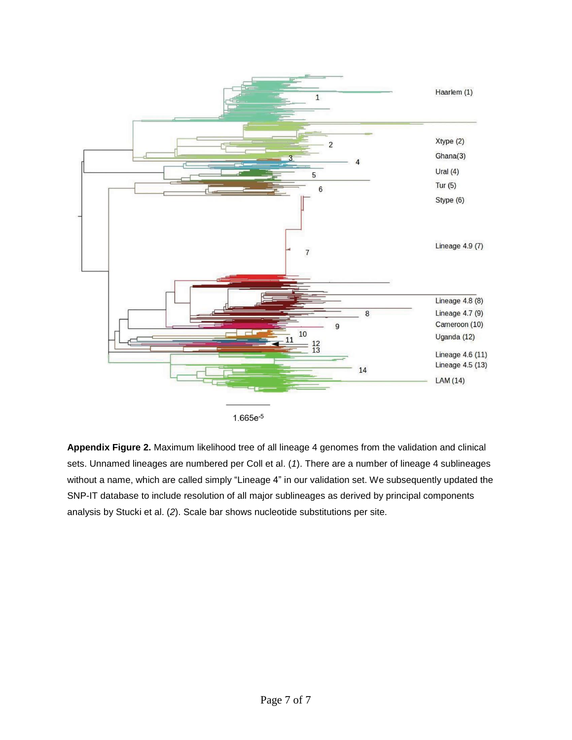Haarlem (1)

Xtype (2)

Ghana(3)

Ural (4)

Tur (5)

Stype (6)

Lineage 4.9 (7)

Lineage 4.8 (8)

Lineage 4.7 (9)

Cameroon (10)

Uganda (12)

Lineage 4.6 (11)

Lineage 4.5 (13)

LAM (14)

1

2

3

4

5

6

7

8

9

10

11

12

13

14

1.665e-5

**Appendix Figure 2.** Maximum likelihood tree of all lineage 4 genomes from the validation and clinical sets. Unnamed lineages are numbered per Coll et al. (*1*). There are a number of lineage 4 sublineages without a name, which are called simply "Lineage 4" in our validation set. We subsequently updated the SNP-IT database to include resolution of all major sublineages as derived by principal components analysis by Stucki et al. (*2*). Scale bar shows nucleotide substitutions per site.